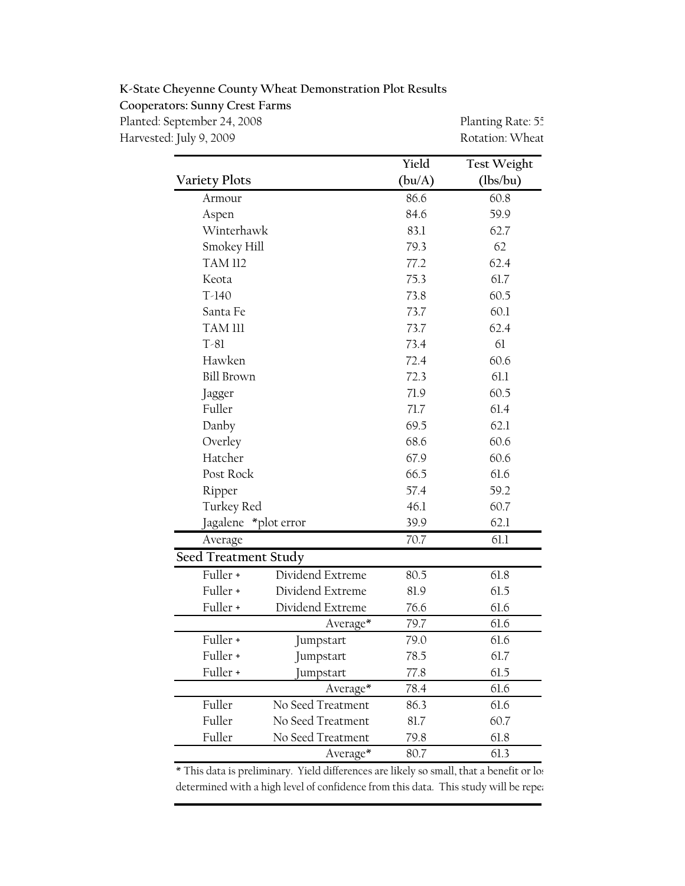**K-State Cheyenne County Wheat Demonstration Plot Results**

**Cooperators: Sunny Crest Farms**

Planted: September 24, 2008 Planting Rate: 5

Harvested: July 9, 2009 Rotation: Wheat

| Variety Plots | | Yield (bu/A) | Test Weight (lbs/bu) |
|---|---|---|---|
| Armour | | 86.6 | 60.8 |
| Aspen | | 84.6 | 59.9 |
| Winterhawk | | 83.1 | 62.7 |
| Smokey Hill | | 79.3 | 62 |
| TAM 112 | | 77.2 | 62.4 |
| Keota | | 75.3 | 61.7 |
| T-140 | | 73.8 | 60.5 |
| Santa Fe | | 73.7 | 60.1 |
| TAM 111 | | 73.7 | 62.4 |
| T-81 | | 73.4 | 61 |
| Hawken | | 72.4 | 60.6 |
| Bill Brown | | 72.3 | 61.1 |
| Jagger | | 71.9 | 60.5 |
| Fuller | | 71.7 | 61.4 |
| Danby | | 69.5 | 62.1 |
| Overley | | 68.6 | 60.6 |
| Hatcher | | 67.9 | 60.6 |
| Post Rock | | 66.5 | 61.6 |
| Ripper | | 57.4 | 59.2 |
| Turkey Red | | 46.1 | 60.7 |
| Jagalene *plot error | | 39.9 | 62.1 |
| Average | | 70.7 | 61.1 |
| **Seed Treatment Study** | | | |
| Fuller + | Dividend Extreme | 80.5 | 61.8 |
| Fuller + | Dividend Extreme | 81.9 | 61.5 |
| Fuller + | Dividend Extreme | 76.6 | 61.6 |
| | Average* | 79.7 | 61.6 |
| Fuller + | Jumpstart | 79.0 | 61.6 |
| Fuller + | Jumpstart | 78.5 | 61.7 |
| Fuller + | Jumpstart | 77.8 | 61.5 |
| | Average* | 78.4 | 61.6 |
| Fuller | No Seed Treatment | 86.3 | 61.6 |
| Fuller | No Seed Treatment | 81.7 | 60.7 |
| Fuller | No Seed Treatment | 79.8 | 61.8 |
| | Average* | 80.7 | 61.3 |

* This data is preliminary. Yield differences are likely so small, that a benefit or lo determined with a high level of confidence from this data. This study will be repe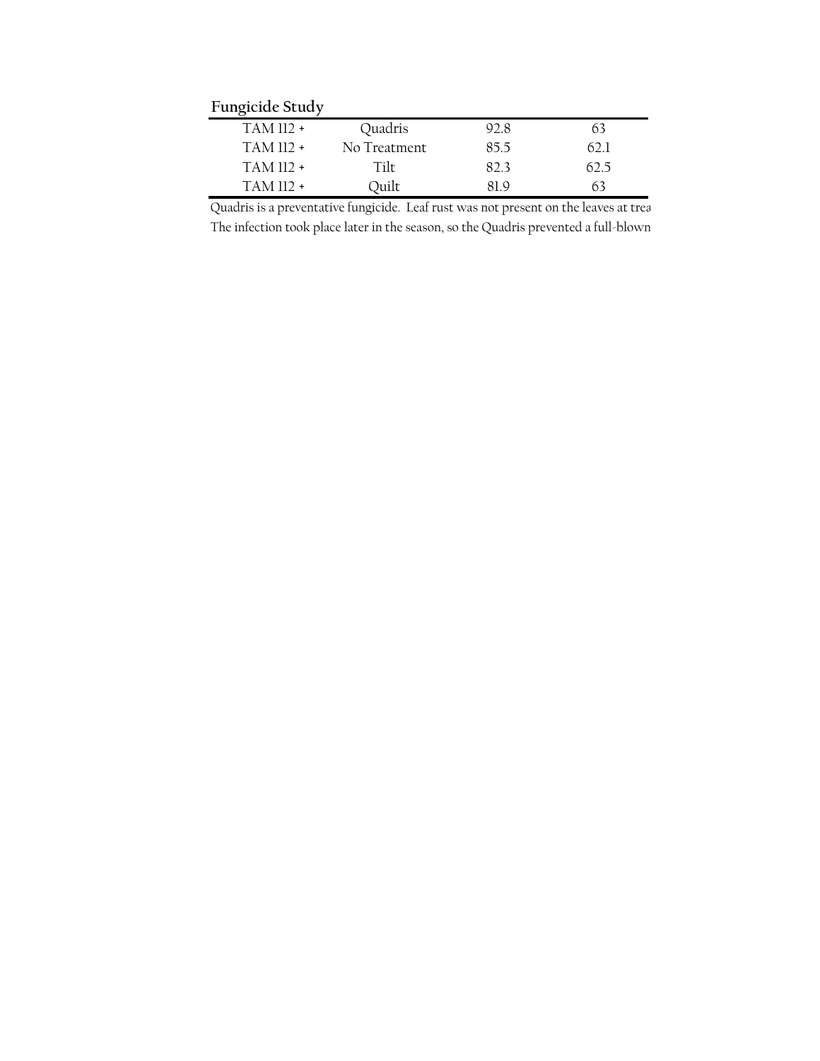**Fungicide Study**

| | | | |
|---|---|---|---|
| TAM 112 + | Quadris | 92.8 | 63 |
| TAM 112 + | No Treatment | 85.5 | 62.1 |
| TAM 112 + | Tilt | 82.3 | 62.5 |
| TAM 112 + | Quilt | 81.9 | 63 |

Quadris is a preventative fungicide. Leaf rust was not present on the leaves at trea

The infection took place later in the season, so the Quadris prevented a full-blown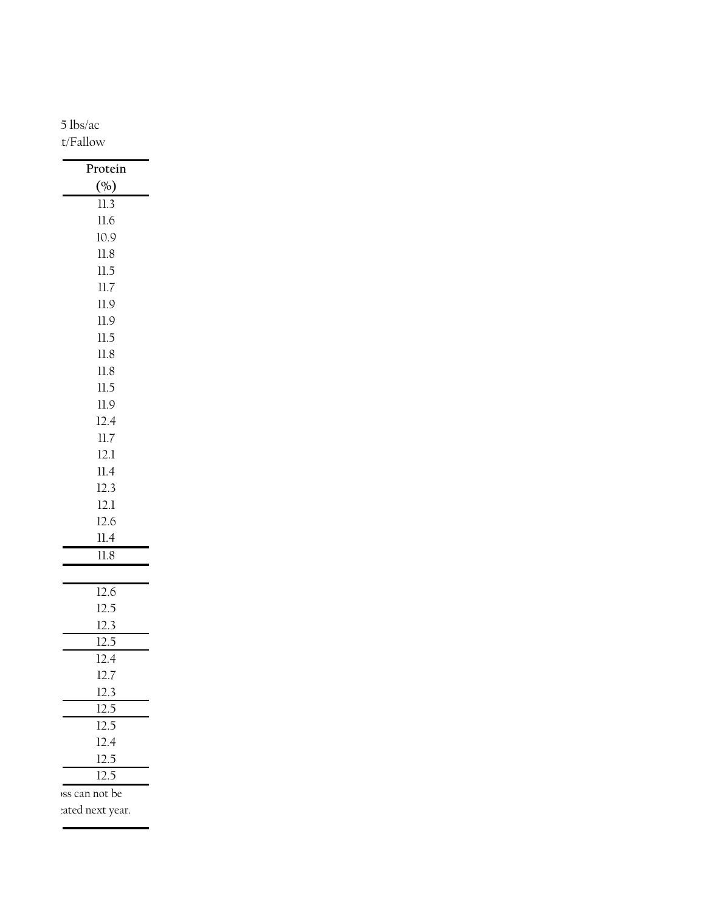5 lbs/ac
t/Fallow

| Protein (%) |
|---|
| 11.3 |
| 11.6 |
| 10.9 |
| 11.8 |
| 11.5 |
| 11.7 |
| 11.9 |
| 11.9 |
| 11.5 |
| 11.8 |
| 11.8 |
| 11.5 |
| 11.9 |
| 12.4 |
| 11.7 |
| 12.1 |
| 11.4 |
| 12.3 |
| 12.1 |
| 12.6 |
| 11.4 |
| 11.8 |
| |
| 12.6 |
| 12.5 |
| 12.3 |
| 12.5 |
| 12.4 |
| 12.7 |
| 12.3 |
| 12.5 |
| 12.5 |
| 12.4 |
| 12.5 |
| 12.5 |

ss can not be
ated next year.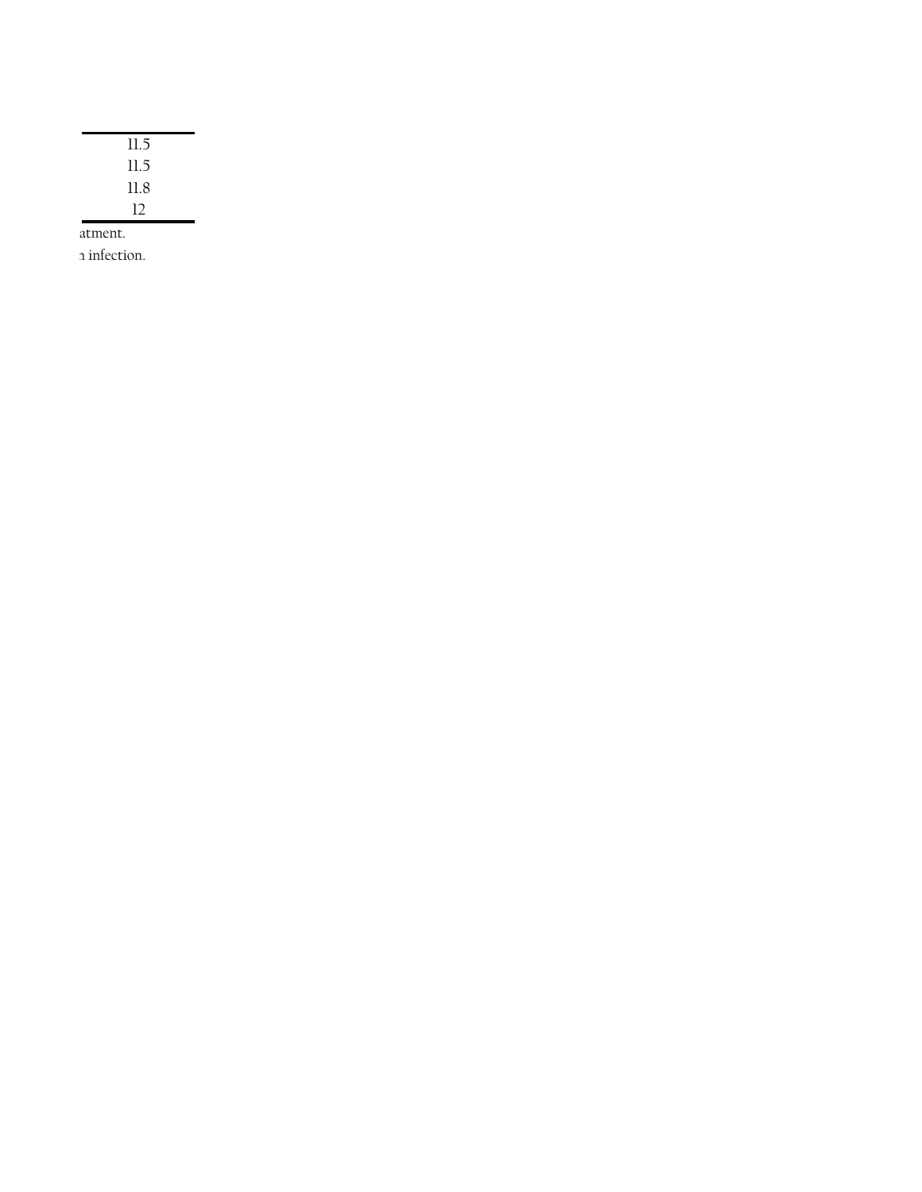| |
|---|
| 11.5 |
| 11.5 |
| 11.8 |
| 12 |

atment.

n infection.